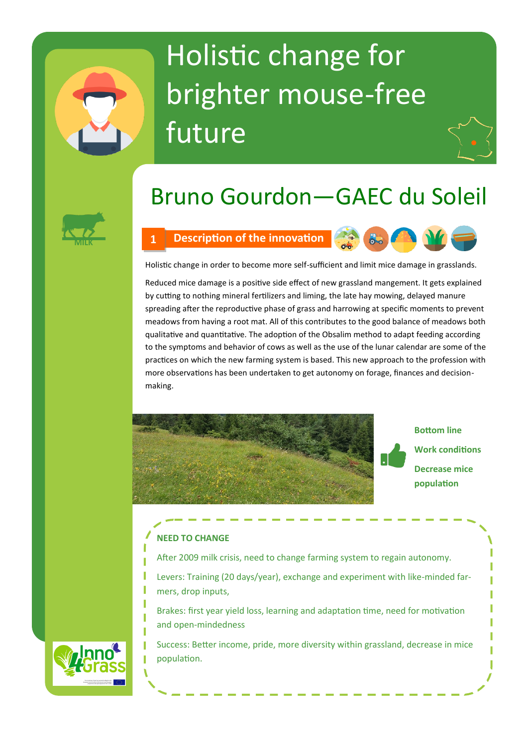# Holistic change for brighter mouse-free future

## Bruno Gourdon—GAEC du Soleil

MILK

### 1 Description of the innovation

Holistic change in order to become more self-sufficient and limit mice damage in grasslands.

Reduced mice damage is a positive side effect of new grassland mangement. It gets explained by cutting to nothing mineral fertilizers and liming, the late hay mowing, delayed manure spreading after the reproductive phase of grass and harrowing at specific moments to prevent meadows from having a root mat. All of this contributes to the good balance of meadows both qualitative and quantitative. The adoption of the Obsalim method to adapt feeding according to the symptoms and behavior of cows as well as the use of the lunar calendar are some of the practices on which the new farming system is based. This new approach to the profession with more observations has been undertaken to get autonomy on forage, finances and decision-making.

**Bottom line**

**Work conditions**

**Decrease mice population**

**NEED TO CHANGE**

After 2009 milk crisis, need to change farming system to regain autonomy.

Levers: Training (20 days/year), exchange and experiment with like-minded farmers, drop inputs,

Brakes: first year yield loss, learning and adaptation time, need for motivation and open-mindedness

Success: Better income, pride, more diversity within grassland, decrease in mice population.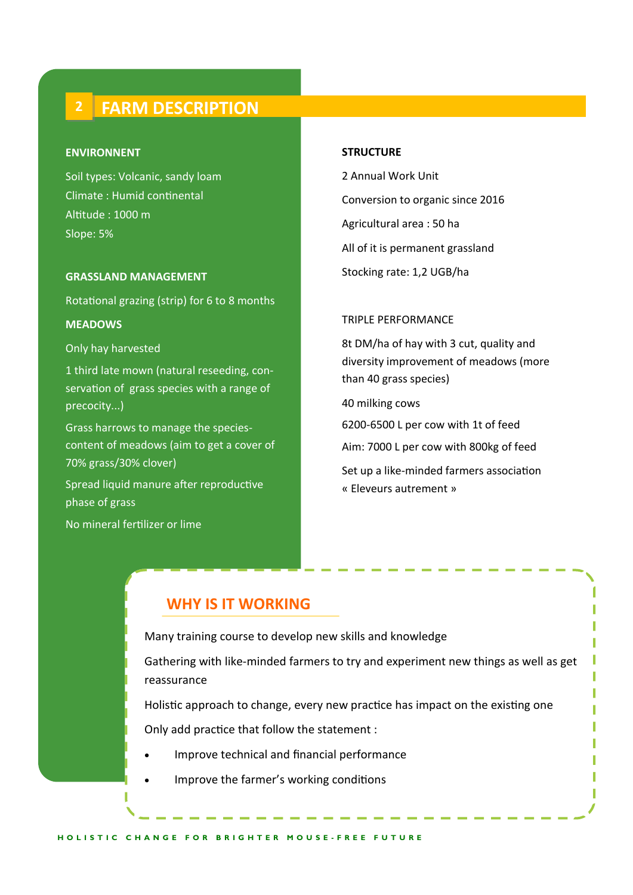## 2 FARM DESCRIPTION

### ENVIRONNENT

Soil types: Volcanic, sandy loam

Climate : Humid continental

Altitude : 1000 m

Slope: 5%

### GRASSLAND MANAGEMENT

Rotational grazing (strip) for 6 to 8 months

### MEADOWS

Only hay harvested

1 third late mown (natural reseeding, conservation of grass species with a range of precocity...)

Grass harrows to manage the species-content of meadows (aim to get a cover of 70% grass/30% clover)

Spread liquid manure after reproductive phase of grass

No mineral fertilizer or lime

### STRUCTURE

2 Annual Work Unit

Conversion to organic since 2016

Agricultural area : 50 ha

All of it is permanent grassland

Stocking rate: 1,2 UGB/ha

### TRIPLE PERFORMANCE

8t DM/ha of hay with 3 cut, quality and diversity improvement of meadows (more than 40 grass species)

40 milking cows

6200-6500 L per cow with 1t of feed

Aim: 7000 L per cow with 800kg of feed

Set up a like-minded farmers association « Eleveurs autrement »

## WHY IS IT WORKING

Many training course to develop new skills and knowledge

Gathering with like-minded farmers to try and experiment new things as well as get reassurance

Holistic approach to change, every new practice has impact on the existing one

Only add practice that follow the statement :

- Improve technical and financial performance
- Improve the farmer's working conditions